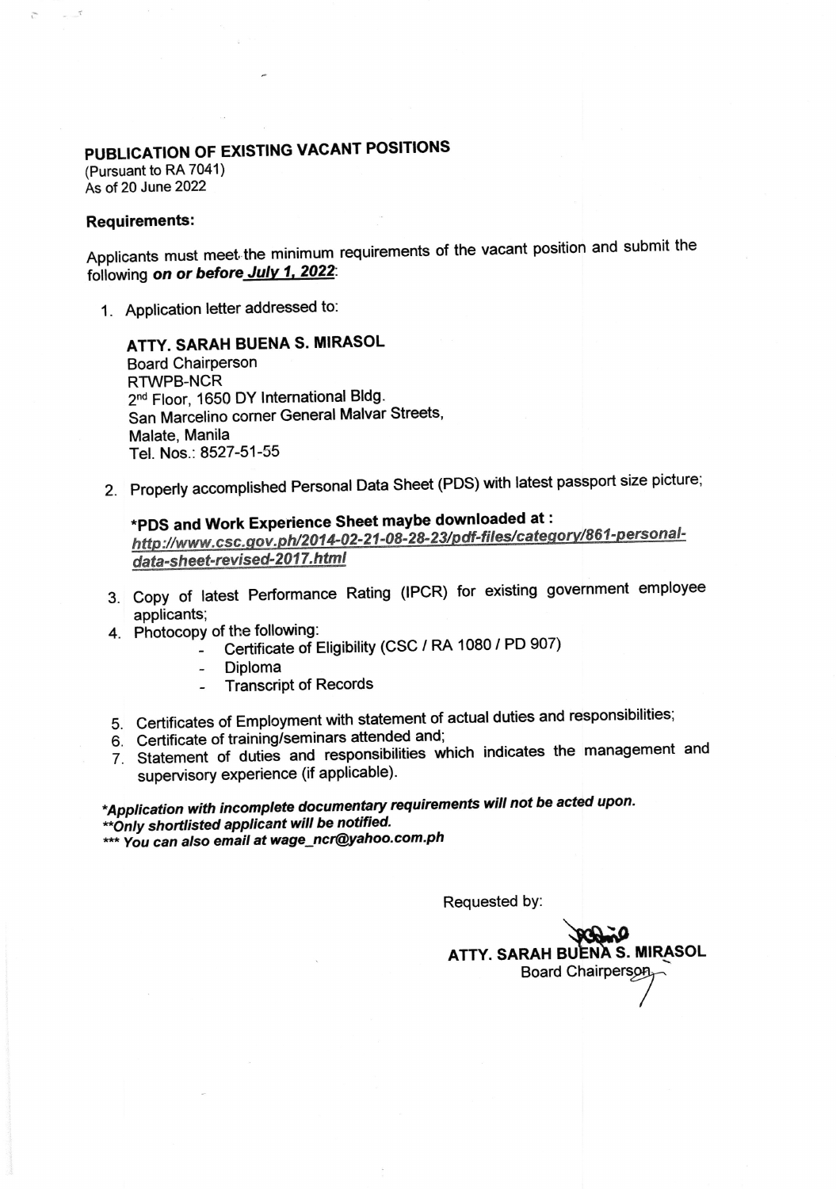# PUBLICATION OF EXISTING VACANT POSITIONS

(Pursuant to RA 7041)
As of 20 June 2022

**Requirements:**

Applicants must meet the minimum requirements of the vacant position and submit the following ***on or before July 1, 2022***:

1. Application letter addressed to:

   **ATTY. SARAH BUENA S. MIRASOL**
   Board Chairperson
   RTWPB-NCR
   2nd Floor, 1650 DY International Bldg.
   San Marcelino corner General Malvar Streets,
   Malate, Manila
   Tel. Nos.: 8527-51-55

2. Properly accomplished Personal Data Sheet (PDS) with latest passport size picture;

   ***PDS and Work Experience Sheet maybe downloaded at :**
   *http://www.csc.gov.ph/2014-02-21-08-28-23/pdf-files/category/861-personal-data-sheet-revised-2017.html*

3. Copy of latest Performance Rating (IPCR) for existing government employee applicants;
4. Photocopy of the following:
   - Certificate of Eligibility (CSC / RA 1080 / PD 907)
   - Diploma
   - Transcript of Records
5. Certificates of Employment with statement of actual duties and responsibilities;
6. Certificate of training/seminars attended and;
7. Statement of duties and responsibilities which indicates the management and supervisory experience (if applicable).

***Application with incomplete documentary requirements will not be acted upon.***
*****Only shortlisted applicant will be notified.***
****** You can also email at wage_ncr@yahoo.com.ph***

Requested by:

**ATTY. SARAH BUENA S. MIRASOL**
Board Chairperson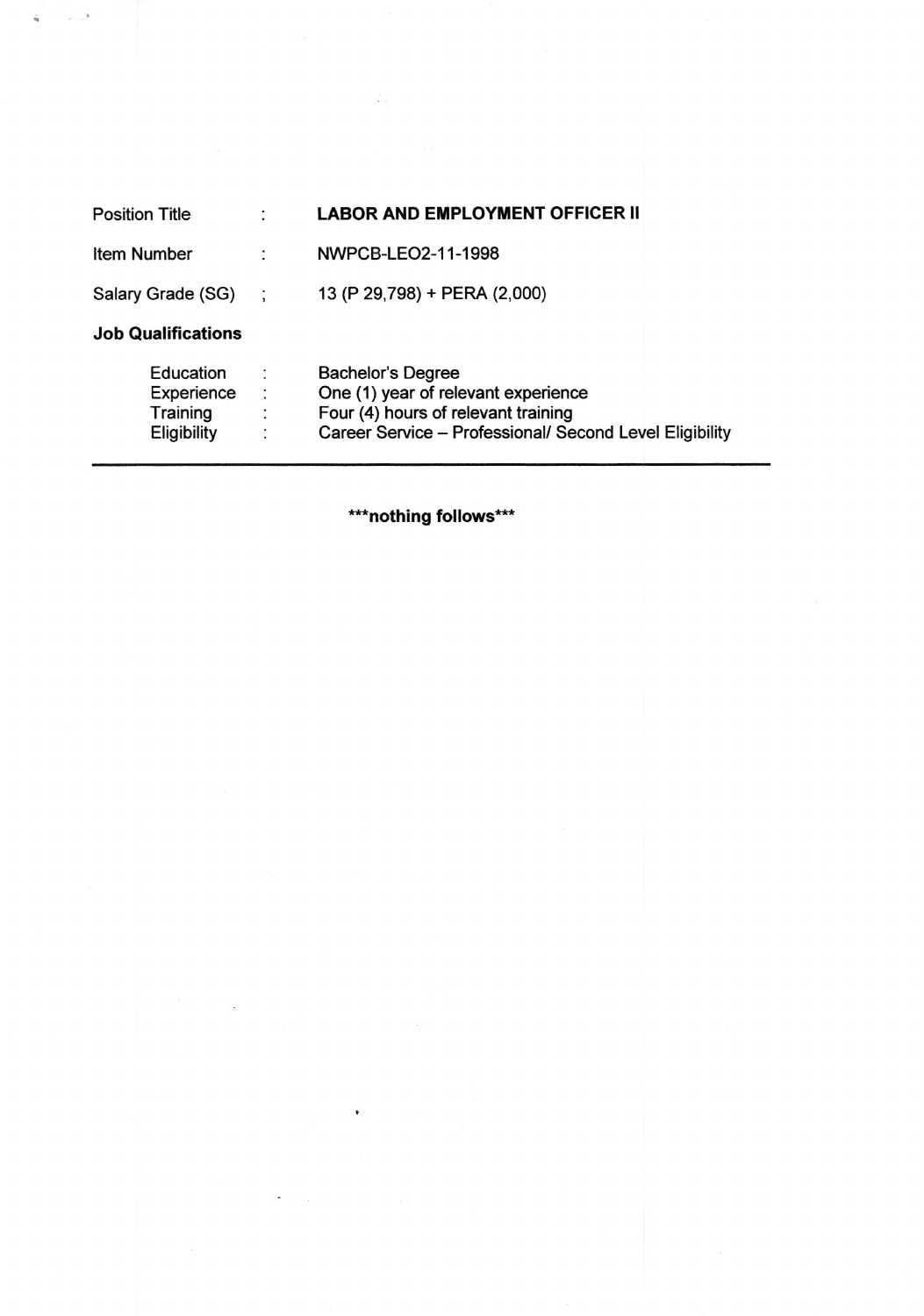| | | |
|---|---|---|
| Position Title | : | **LABOR AND EMPLOYMENT OFFICER II** |
| Item Number | : | NWPCB-LEO2-11-1998 |
| Salary Grade (SG) | ; | 13 (P 29,798) + PERA (2,000) |

**Job Qualifications**

| | | |
|---|---|---|
| Education | : | Bachelor's Degree |
| Experience | : | One (1) year of relevant experience |
| Training | : | Four (4) hours of relevant training |
| Eligibility | : | Career Service – Professional/ Second Level Eligibility |

---

**\*\*\*nothing follows\*\*\***